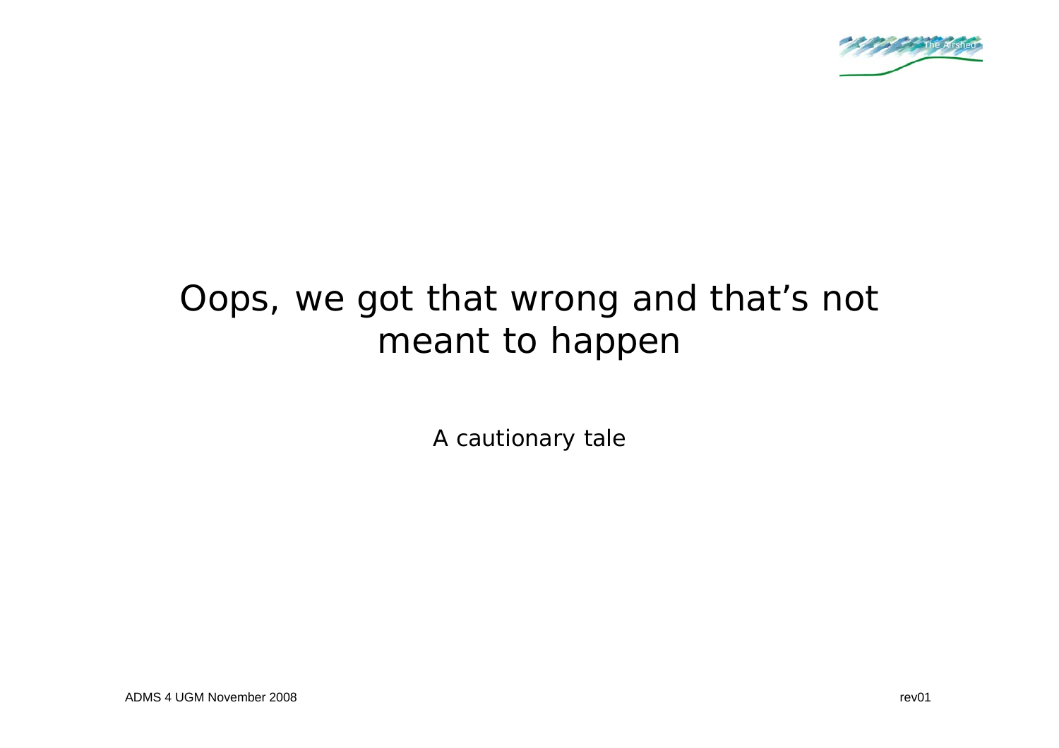# Oops, we got that wrong and that's not meant to happen

A cautionary tale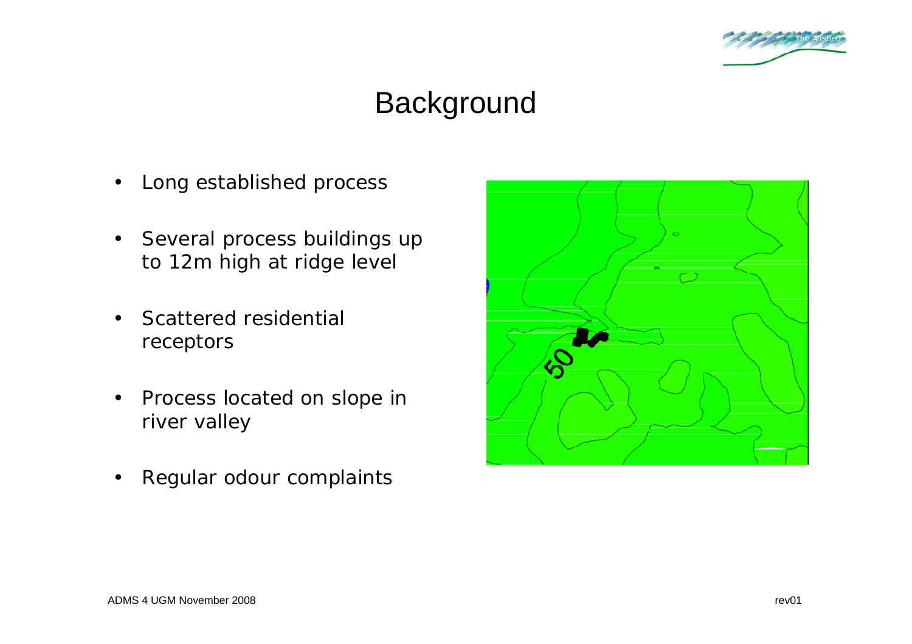# Background

- Long established process
- Several process buildings up to 12m high at ridge level
- Scattered residential receptors
- Process located on slope in river valley
- Regular odour complaints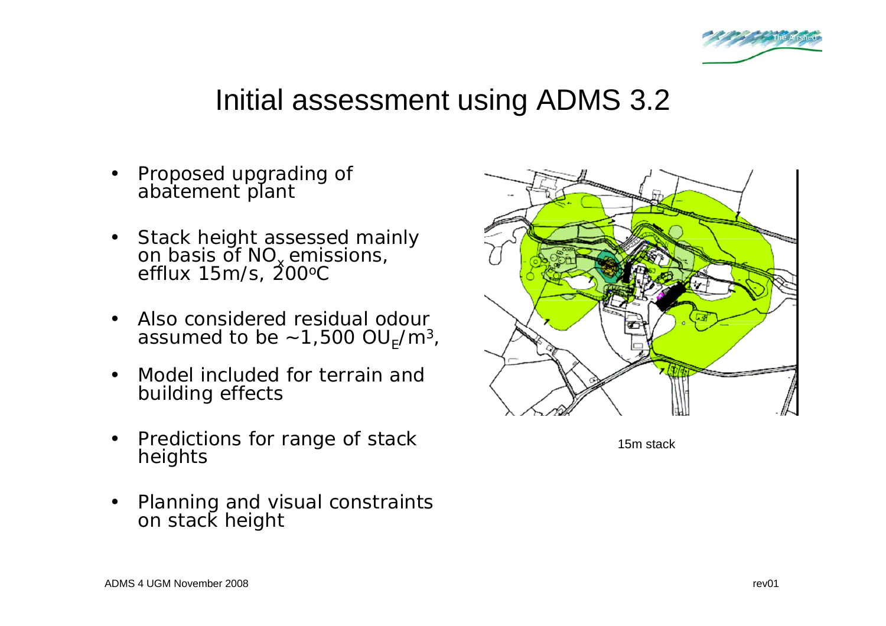# Initial assessment using ADMS 3.2

- Proposed upgrading of abatement plant
- Stack height assessed mainly on basis of $NO_x$ emissions, efflux 15m/s, 200°C
- Also considered residual odour assumed to be ~1,500 $OU_E/m^3$,
- Model included for terrain and building effects
- Predictions for range of stack heights
- Planning and visual constraints on stack height

15m stack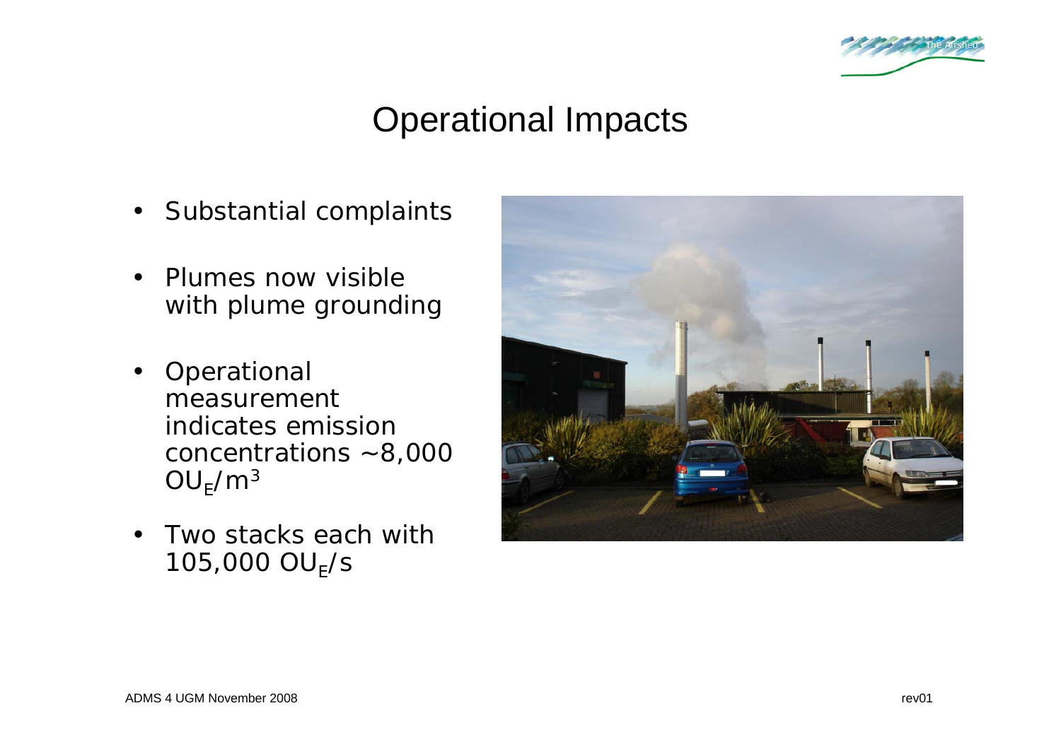# Operational Impacts

- Substantial complaints
- Plumes now visible with plume grounding
- Operational measurement indicates emission concentrations ~8,000 $OU_E/m^3$
- Two stacks each with 105,000 $OU_E/s$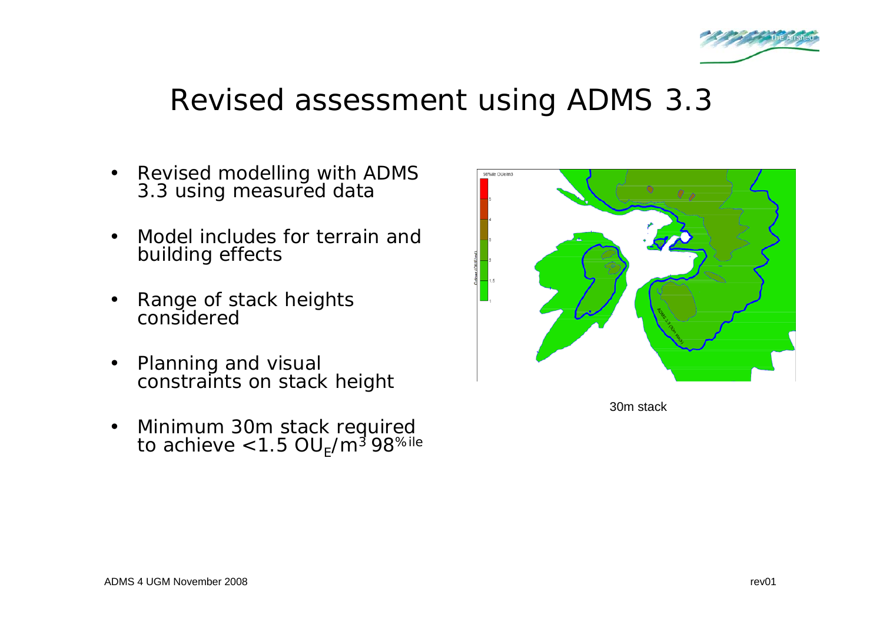# Revised assessment using ADMS 3.3

- Revised modelling with ADMS 3.3 using measured data
- Model includes for terrain and building effects
- Range of stack heights considered
- Planning and visual constraints on stack height
- Minimum 30m stack required to achieve <1.5 $OU_E/m^3$ 98%ile

30m stack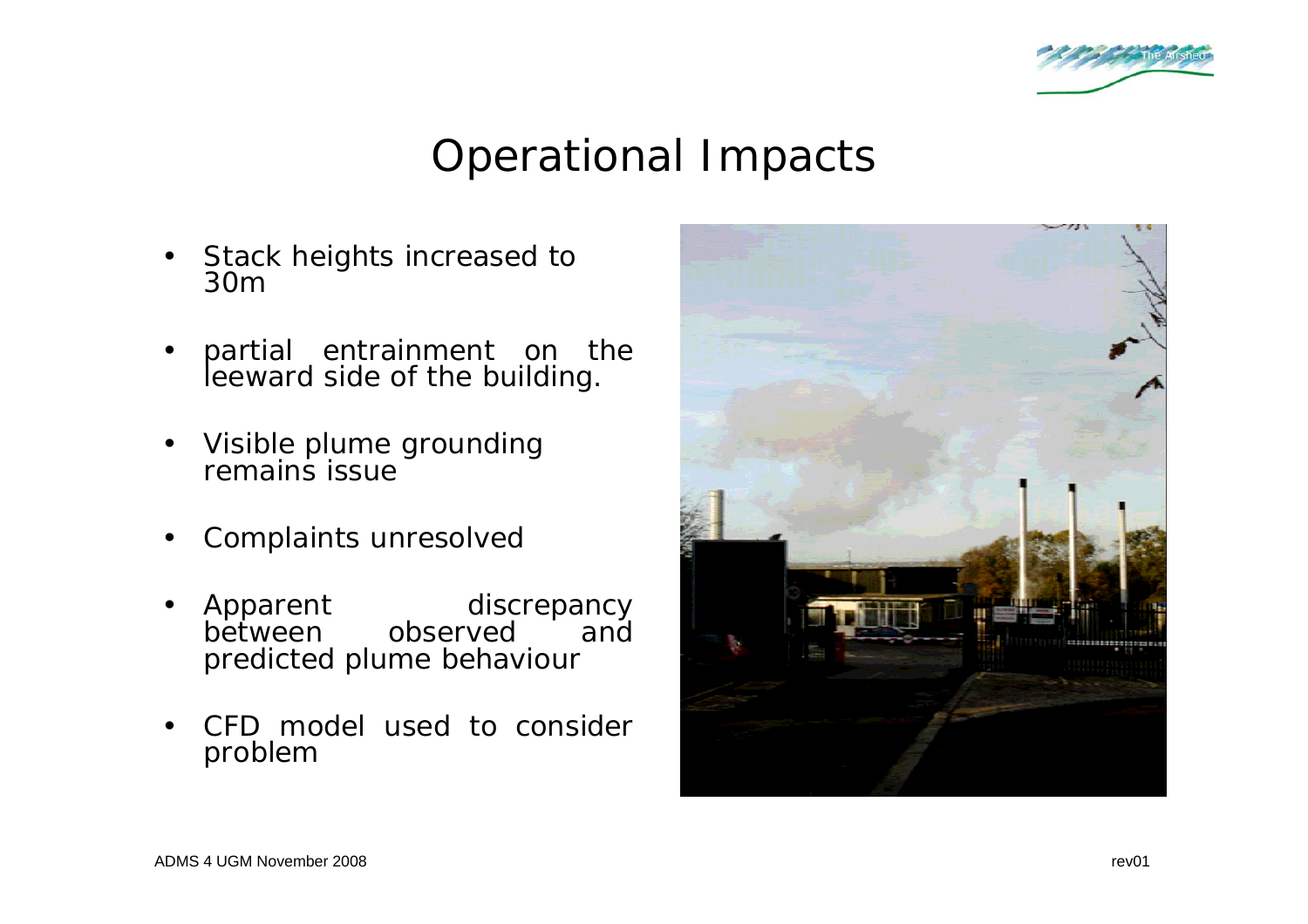# Operational Impacts

- Stack heights increased to 30m
- partial entrainment on the leeward side of the building.
- Visible plume grounding remains issue
- Complaints unresolved
- Apparent discrepancy between observed and predicted plume behaviour
- CFD model used to consider problem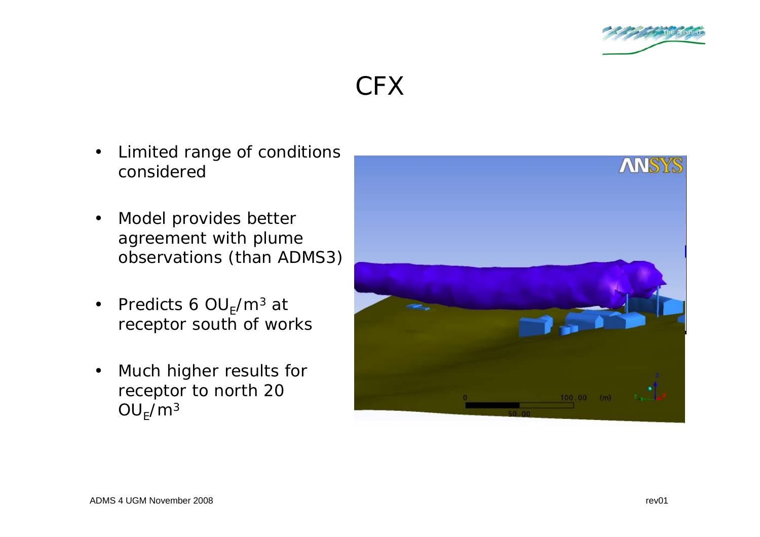# CFX

- Limited range of conditions considered
- Model provides better agreement with plume observations (than ADMS3)
- Predicts 6 $OU_E/m^3$ at receptor south of works
- Much higher results for receptor to north 20 $OU_E/m^3$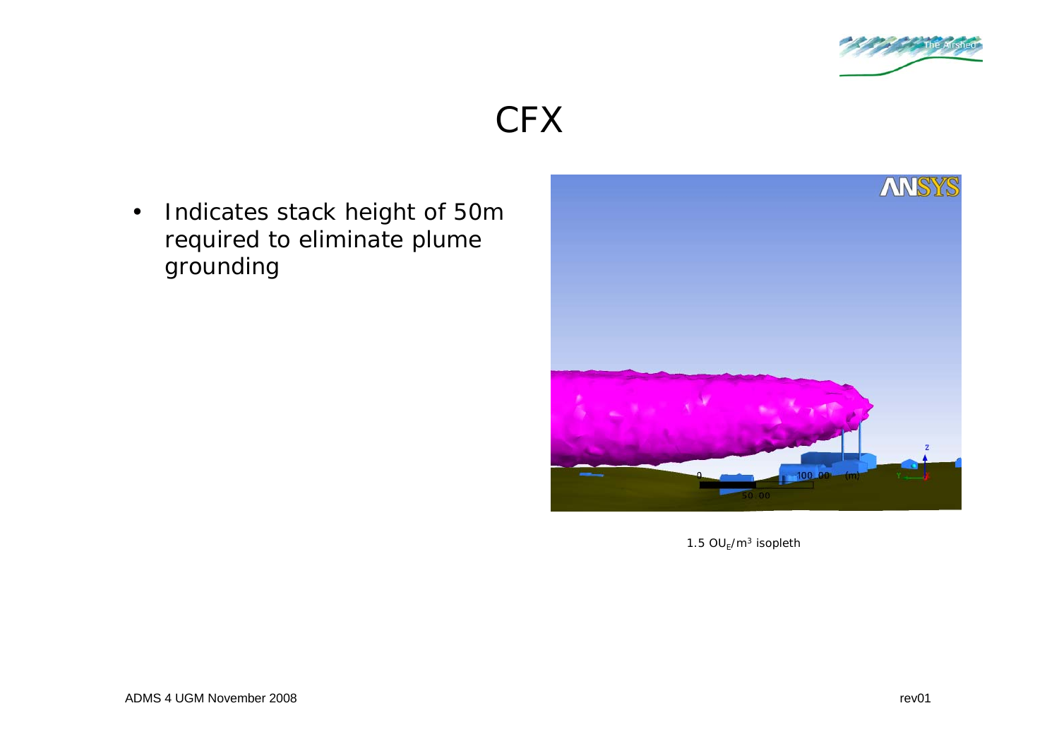# CFX

- Indicates stack height of 50m required to eliminate plume grounding

1.5 $OU_E/m^3$ isopleth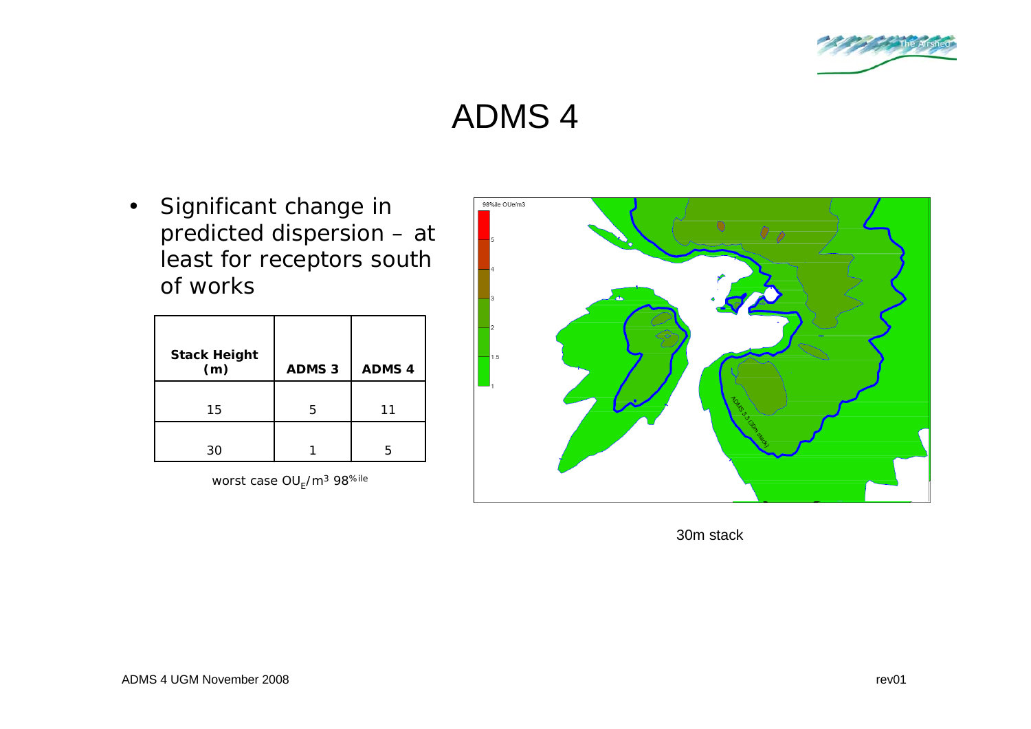# ADMS 4

- Significant change in predicted dispersion – at least for receptors south of works

| Stack Height (m) | ADMS 3 | ADMS 4 |
|---|---|---|
| 15 | 5 | 11 |
| 30 | 1 | 5 |

worst case $OU_E/m^3$ $98^{\%ile}$

30m stack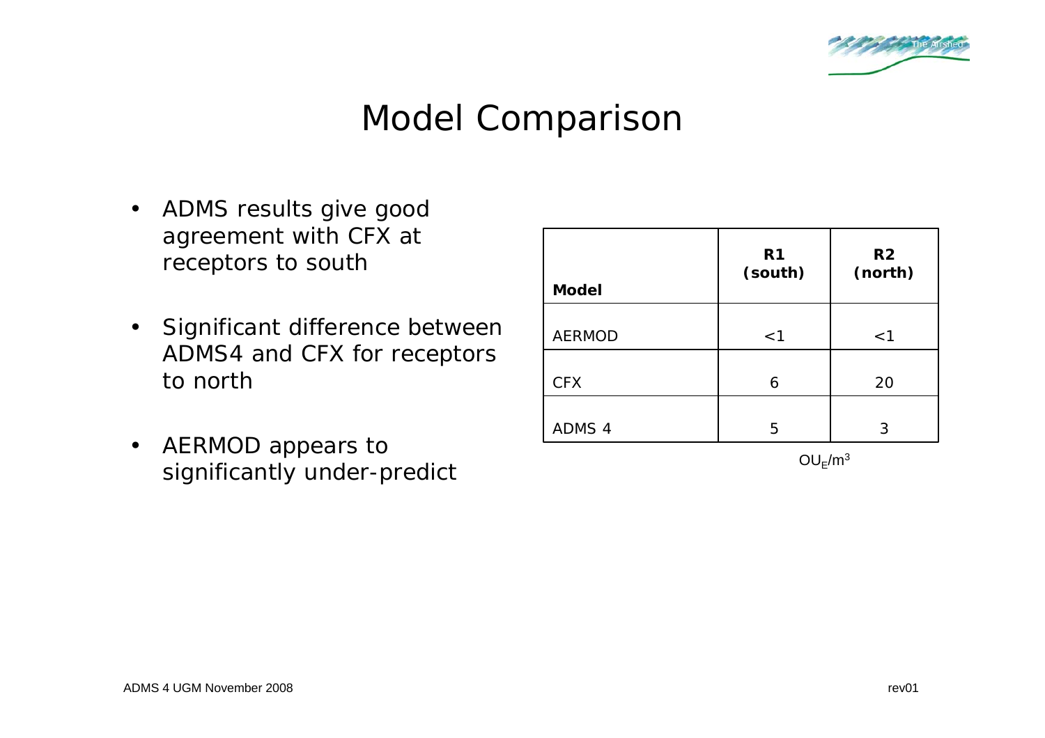# Model Comparison

- ADMS results give good agreement with CFX at receptors to south
- Significant difference between ADMS4 and CFX for receptors to north
- AERMOD appears to significantly under-predict

| **Model** | **R1 (south)** | **R2 (north)** |
|---|---|---|
| AERMOD | <1 | <1 |
| CFX | 6 | 20 |
| ADMS 4 | 5 | 3 |

$OU_E/m^3$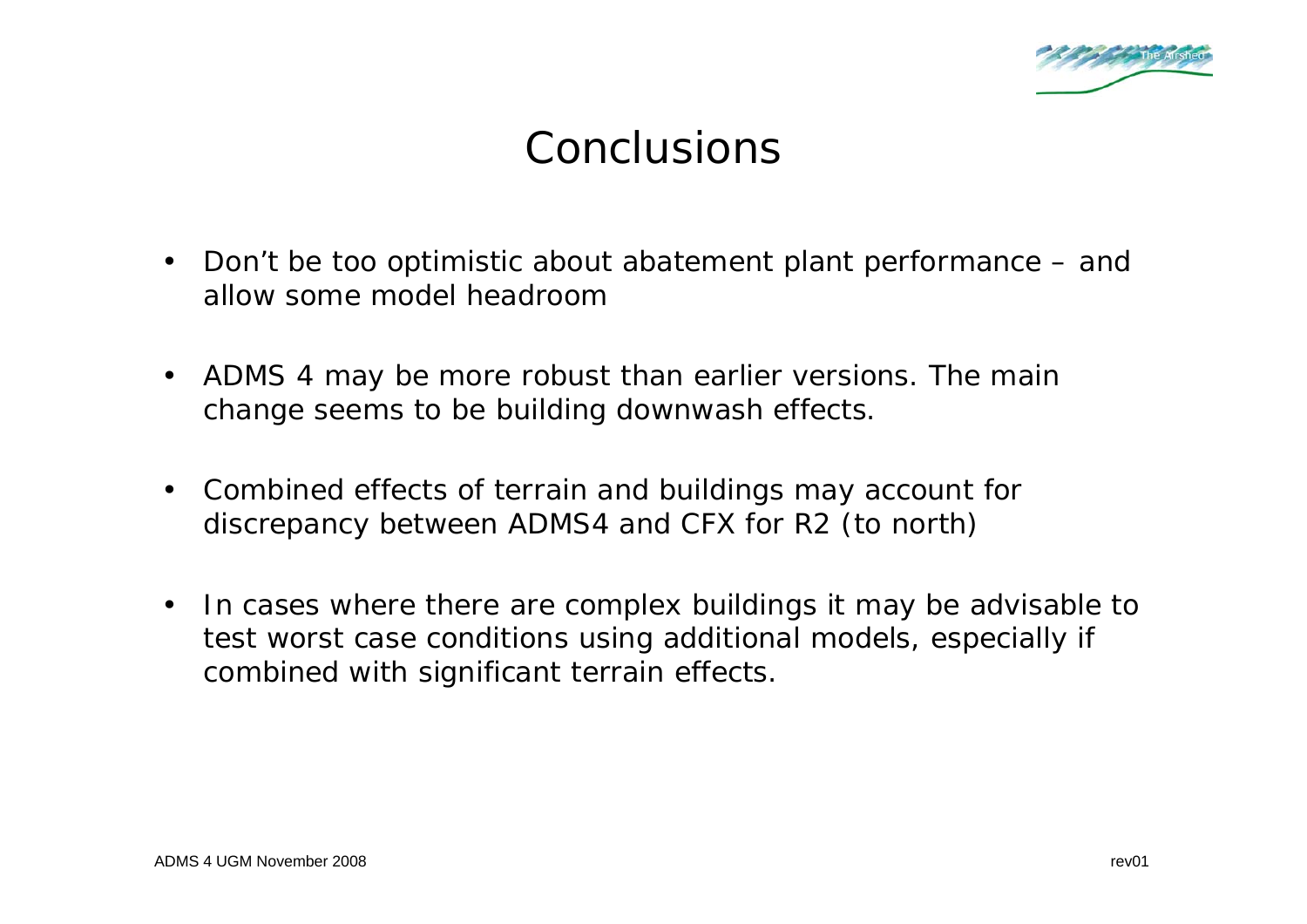# Conclusions

- Don't be too optimistic about abatement plant performance – and allow some model headroom
- ADMS 4 may be more robust than earlier versions. The main change seems to be building downwash effects.
- Combined effects of terrain and buildings may account for discrepancy between ADMS4 and CFX for R2 (to north)
- In cases where there are complex buildings it may be advisable to test worst case conditions using additional models, especially if combined with significant terrain effects.